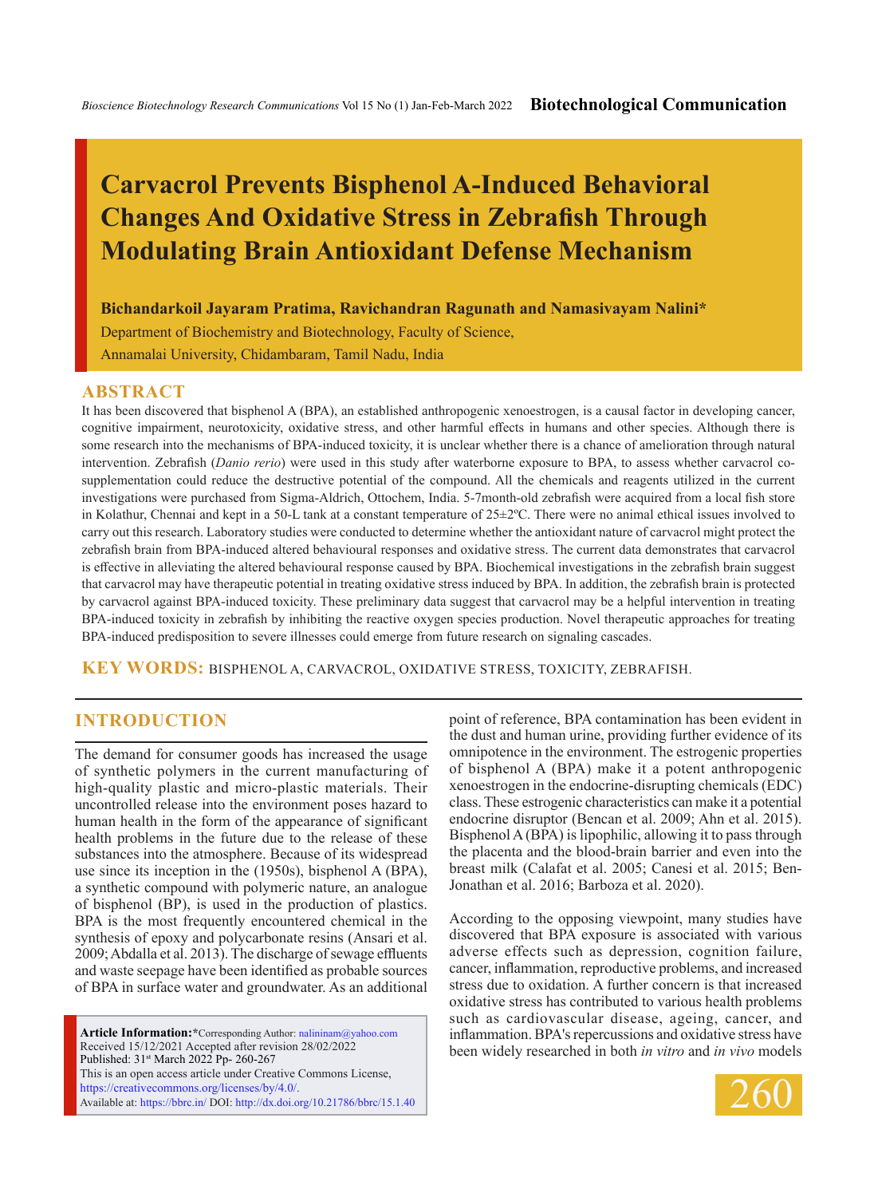# Carvacrol Prevents Bisphenol A-Induced Behavioral Changes And Oxidative Stress in Zebrafish Through Modulating Brain Antioxidant Defense Mechanism

**Bichandarkoil Jayaram Pratima, Ravichandran Ragunath and Namasivayam Nalini***

Department of Biochemistry and Biotechnology, Faculty of Science,
Annamalai University, Chidambaram, Tamil Nadu, India

## ABSTRACT

It has been discovered that bisphenol A (BPA), an established anthropogenic xenoestrogen, is a causal factor in developing cancer, cognitive impairment, neurotoxicity, oxidative stress, and other harmful effects in humans and other species. Although there is some research into the mechanisms of BPA-induced toxicity, it is unclear whether there is a chance of amelioration through natural intervention. Zebrafish (*Danio rerio*) were used in this study after waterborne exposure to BPA, to assess whether carvacrol co-supplementation could reduce the destructive potential of the compound. All the chemicals and reagents utilized in the current investigations were purchased from Sigma-Aldrich, Ottochem, India. 5-7month-old zebrafish were acquired from a local fish store in Kolathur, Chennai and kept in a 50-L tank at a constant temperature of 25±2ºC. There were no animal ethical issues involved to carry out this research. Laboratory studies were conducted to determine whether the antioxidant nature of carvacrol might protect the zebrafish brain from BPA-induced altered behavioural responses and oxidative stress. The current data demonstrates that carvacrol is effective in alleviating the altered behavioural response caused by BPA. Biochemical investigations in the zebrafish brain suggest that carvacrol may have therapeutic potential in treating oxidative stress induced by BPA. In addition, the zebrafish brain is protected by carvacrol against BPA-induced toxicity. These preliminary data suggest that carvacrol may be a helpful intervention in treating BPA-induced toxicity in zebrafish by inhibiting the reactive oxygen species production. Novel therapeutic approaches for treating BPA-induced predisposition to severe illnesses could emerge from future research on signaling cascades.

**KEY WORDS:** BISPHENOL A, CARVACROL, OXIDATIVE STRESS, TOXICITY, ZEBRAFISH.

## INTRODUCTION

The demand for consumer goods has increased the usage of synthetic polymers in the current manufacturing of high-quality plastic and micro-plastic materials. Their uncontrolled release into the environment poses hazard to human health in the form of the appearance of significant health problems in the future due to the release of these substances into the atmosphere. Because of its widespread use since its inception in the (1950s), bisphenol A (BPA), a synthetic compound with polymeric nature, an analogue of bisphenol (BP), is used in the production of plastics. BPA is the most frequently encountered chemical in the synthesis of epoxy and polycarbonate resins (Ansari et al. 2009; Abdalla et al. 2013). The discharge of sewage effluents and waste seepage have been identified as probable sources of BPA in surface water and groundwater. As an additional point of reference, BPA contamination has been evident in the dust and human urine, providing further evidence of its omnipotence in the environment. The estrogenic properties of bisphenol A (BPA) make it a potent anthropogenic xenoestrogen in the endocrine-disrupting chemicals (EDC) class. These estrogenic characteristics can make it a potential endocrine disruptor (Bencan et al. 2009; Ahn et al. 2015). Bisphenol A (BPA) is lipophilic, allowing it to pass through the placenta and the blood-brain barrier and even into the breast milk (Calafat et al. 2005; Canesi et al. 2015; Ben-Jonathan et al. 2016; Barboza et al. 2020).

According to the opposing viewpoint, many studies have discovered that BPA exposure is associated with various adverse effects such as depression, cognition failure, cancer, inflammation, reproductive problems, and increased stress due to oxidation. A further concern is that increased oxidative stress has contributed to various health problems such as cardiovascular disease, ageing, cancer, and inflammation. BPA's repercussions and oxidative stress have been widely researched in both *in vitro* and *in vivo* models

**Article Information:***Corresponding Author: nalininam@yahoo.com
Received 15/12/2021 Accepted after revision 28/02/2022
Published: 31st March 2022 Pp- 260-267
This is an open access article under Creative Commons License, https://creativecommons.org/licenses/by/4.0/.
Available at: https://bbrc.in/ DOI: http://dx.doi.org/10.21786/bbrc/15.1.40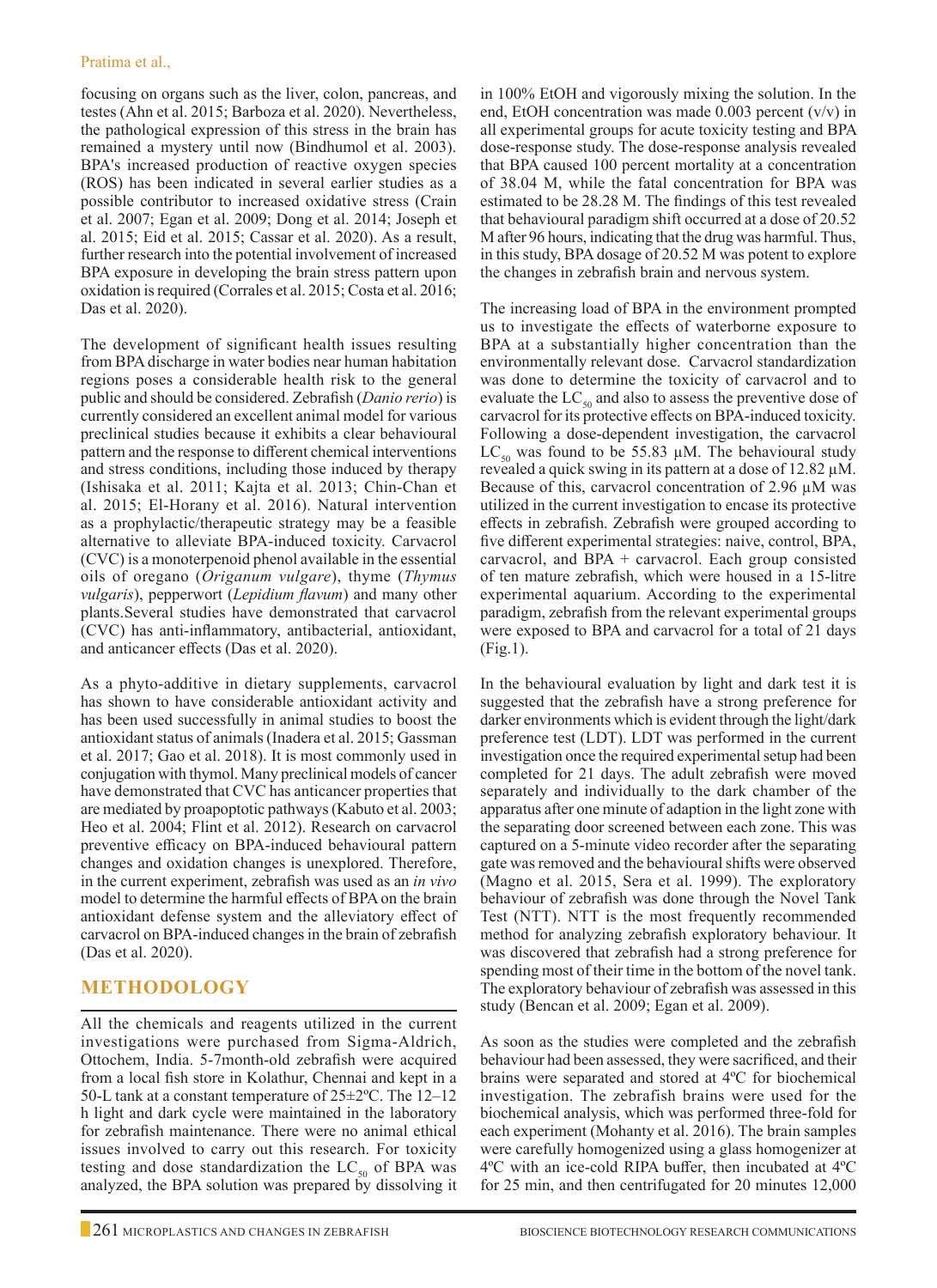focusing on organs such as the liver, colon, pancreas, and testes (Ahn et al. 2015; Barboza et al. 2020). Nevertheless, the pathological expression of this stress in the brain has remained a mystery until now (Bindhumol et al. 2003). BPA's increased production of reactive oxygen species (ROS) has been indicated in several earlier studies as a possible contributor to increased oxidative stress (Crain et al. 2007; Egan et al. 2009; Dong et al. 2014; Joseph et al. 2015; Eid et al. 2015; Cassar et al. 2020). As a result, further research into the potential involvement of increased BPA exposure in developing the brain stress pattern upon oxidation is required (Corrales et al. 2015; Costa et al. 2016; Das et al. 2020).

The development of significant health issues resulting from BPA discharge in water bodies near human habitation regions poses a considerable health risk to the general public and should be considered. Zebrafish (*Danio rerio*) is currently considered an excellent animal model for various preclinical studies because it exhibits a clear behavioural pattern and the response to different chemical interventions and stress conditions, including those induced by therapy (Ishisaka et al. 2011; Kajta et al. 2013; Chin-Chan et al. 2015; El-Horany et al. 2016). Natural intervention as a prophylactic/therapeutic strategy may be a feasible alternative to alleviate BPA-induced toxicity. Carvacrol (CVC) is a monoterpenoid phenol available in the essential oils of oregano (*Origanum vulgare*), thyme (*Thymus vulgaris*), pepperwort (*Lepidium flavum*) and many other plants.Several studies have demonstrated that carvacrol (CVC) has anti-inflammatory, antibacterial, antioxidant, and anticancer effects (Das et al. 2020).

As a phyto-additive in dietary supplements, carvacrol has shown to have considerable antioxidant activity and has been used successfully in animal studies to boost the antioxidant status of animals (Inadera et al. 2015; Gassman et al. 2017; Gao et al. 2018). It is most commonly used in conjugation with thymol. Many preclinical models of cancer have demonstrated that CVC has anticancer properties that are mediated by proapoptotic pathways (Kabuto et al. 2003; Heo et al. 2004; Flint et al. 2012). Research on carvacrol preventive efficacy on BPA-induced behavioural pattern changes and oxidation changes is unexplored. Therefore, in the current experiment, zebrafish was used as an *in vivo* model to determine the harmful effects of BPA on the brain antioxidant defense system and the alleviatory effect of carvacrol on BPA-induced changes in the brain of zebrafish (Das et al. 2020).

## METHODOLOGY

All the chemicals and reagents utilized in the current investigations were purchased from Sigma-Aldrich, Ottochem, India. 5-7month-old zebrafish were acquired from a local fish store in Kolathur, Chennai and kept in a 50-L tank at a constant temperature of 25±2ºC. The 12–12 h light and dark cycle were maintained in the laboratory for zebrafish maintenance. There were no animal ethical issues involved to carry out this research. For toxicity testing and dose standardization the $LC_{50}$ of BPA was analyzed, the BPA solution was prepared by dissolving it in 100% EtOH and vigorously mixing the solution. In the end, EtOH concentration was made 0.003 percent (v/v) in all experimental groups for acute toxicity testing and BPA dose-response study. The dose-response analysis revealed that BPA caused 100 percent mortality at a concentration of 38.04 M, while the fatal concentration for BPA was estimated to be 28.28 M. The findings of this test revealed that behavioural paradigm shift occurred at a dose of 20.52 M after 96 hours, indicating that the drug was harmful. Thus, in this study, BPA dosage of 20.52 M was potent to explore the changes in zebrafish brain and nervous system.

The increasing load of BPA in the environment prompted us to investigate the effects of waterborne exposure to BPA at a substantially higher concentration than the environmentally relevant dose. Carvacrol standardization was done to determine the toxicity of carvacrol and to evaluate the $LC_{50}$ and also to assess the preventive dose of carvacrol for its protective effects on BPA-induced toxicity. Following a dose-dependent investigation, the carvacrol $LC_{50}$ was found to be 55.83 µM. The behavioural study revealed a quick swing in its pattern at a dose of 12.82 µM. Because of this, carvacrol concentration of 2.96 µM was utilized in the current investigation to encase its protective effects in zebrafish. Zebrafish were grouped according to five different experimental strategies: naive, control, BPA, carvacrol, and BPA + carvacrol. Each group consisted of ten mature zebrafish, which were housed in a 15-litre experimental aquarium. According to the experimental paradigm, zebrafish from the relevant experimental groups were exposed to BPA and carvacrol for a total of 21 days (Fig.1).

In the behavioural evaluation by light and dark test it is suggested that the zebrafish have a strong preference for darker environments which is evident through the light/dark preference test (LDT). LDT was performed in the current investigation once the required experimental setup had been completed for 21 days. The adult zebrafish were moved separately and individually to the dark chamber of the apparatus after one minute of adaption in the light zone with the separating door screened between each zone. This was captured on a 5-minute video recorder after the separating gate was removed and the behavioural shifts were observed (Magno et al. 2015, Sera et al. 1999). The exploratory behaviour of zebrafish was done through the Novel Tank Test (NTT). NTT is the most frequently recommended method for analyzing zebrafish exploratory behaviour. It was discovered that zebrafish had a strong preference for spending most of their time in the bottom of the novel tank. The exploratory behaviour of zebrafish was assessed in this study (Bencan et al. 2009; Egan et al. 2009).

As soon as the studies were completed and the zebrafish behaviour had been assessed, they were sacrificed, and their brains were separated and stored at 4ºC for biochemical investigation. The zebrafish brains were used for the biochemical analysis, which was performed three-fold for each experiment (Mohanty et al. 2016). The brain samples were carefully homogenized using a glass homogenizer at 4ºC with an ice-cold RIPA buffer, then incubated at 4ºC for 25 min, and then centrifugated for 20 minutes 12,000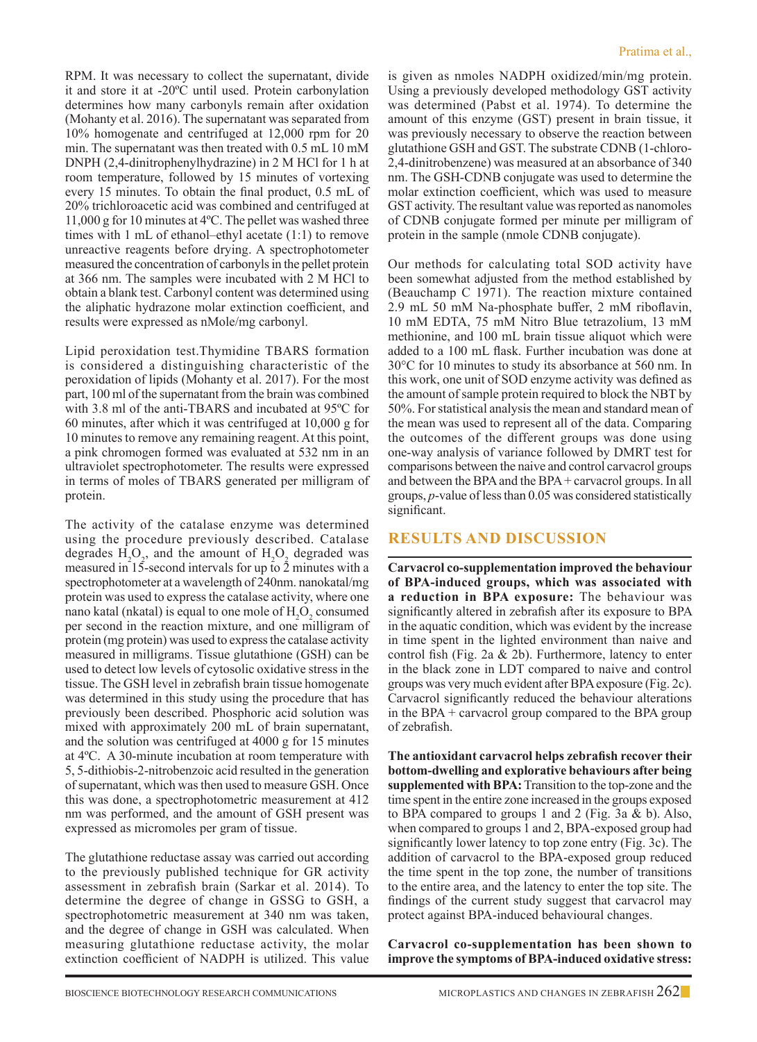RPM. It was necessary to collect the supernatant, divide it and store it at -20ºC until used. Protein carbonylation determines how many carbonyls remain after oxidation (Mohanty et al. 2016). The supernatant was separated from 10% homogenate and centrifuged at 12,000 rpm for 20 min. The supernatant was then treated with 0.5 mL 10 mM DNPH (2,4-dinitrophenylhydrazine) in 2 M HCl for 1 h at room temperature, followed by 15 minutes of vortexing every 15 minutes. To obtain the final product, 0.5 mL of 20% trichloroacetic acid was combined and centrifuged at 11,000 g for 10 minutes at 4ºC. The pellet was washed three times with 1 mL of ethanol–ethyl acetate (1:1) to remove unreactive reagents before drying. A spectrophotometer measured the concentration of carbonyls in the pellet protein at 366 nm. The samples were incubated with 2 M HCl to obtain a blank test. Carbonyl content was determined using the aliphatic hydrazone molar extinction coefficient, and results were expressed as nMole/mg carbonyl.

Lipid peroxidation test.Thymidine TBARS formation is considered a distinguishing characteristic of the peroxidation of lipids (Mohanty et al. 2017). For the most part, 100 ml of the supernatant from the brain was combined with 3.8 ml of the anti-TBARS and incubated at 95ºC for 60 minutes, after which it was centrifuged at 10,000 g for 10 minutes to remove any remaining reagent. At this point, a pink chromogen formed was evaluated at 532 nm in an ultraviolet spectrophotometer. The results were expressed in terms of moles of TBARS generated per milligram of protein.

The activity of the catalase enzyme was determined using the procedure previously described. Catalase degrades $H_2O_2$, and the amount of $H_2O_2$ degraded was measured in 15-second intervals for up to 2 minutes with a spectrophotometer at a wavelength of 240nm. nanokatal/mg protein was used to express the catalase activity, where one nano katal (nkatal) is equal to one mole of $H_2O_2$ consumed per second in the reaction mixture, and one milligram of protein (mg protein) was used to express the catalase activity measured in milligrams. Tissue glutathione (GSH) can be used to detect low levels of cytosolic oxidative stress in the tissue. The GSH level in zebrafish brain tissue homogenate was determined in this study using the procedure that has previously been described. Phosphoric acid solution was mixed with approximately 200 mL of brain supernatant, and the solution was centrifuged at 4000 g for 15 minutes at 4ºC. A 30-minute incubation at room temperature with 5, 5-dithiobis-2-nitrobenzoic acid resulted in the generation of supernatant, which was then used to measure GSH. Once this was done, a spectrophotometer measurement at 412 nm was performed, and the amount of GSH present was expressed as micromoles per gram of tissue.

The glutathione reductase assay was carried out according to the previously published technique for GR activity assessment in zebrafish brain (Sarkar et al. 2014). To determine the degree of change in GSSG to GSH, a spectrophotometric measurement at 340 nm was taken, and the degree of change in GSH was calculated. When measuring glutathione reductase activity, the molar extinction coefficient of NADPH is utilized. This value is given as nmoles NADPH oxidized/min/mg protein. Using a previously developed methodology GST activity was determined (Pabst et al. 1974). To determine the amount of this enzyme (GST) present in brain tissue, it was previously necessary to observe the reaction between glutathione GSH and GST. The substrate CDNB (1-chloro-2,4-dinitrobenzene) was measured at an absorbance of 340 nm. The GSH-CDNB conjugate was used to determine the molar extinction coefficient, which was used to measure GST activity. The resultant value was reported as nanomoles of CDNB conjugate formed per minute per milligram of protein in the sample (nmole CDNB conjugate).

Our methods for calculating total SOD activity have been somewhat adjusted from the method established by (Beauchamp C 1971). The reaction mixture contained 2.9 mL 50 mM Na-phosphate buffer, 2 mM riboflavin, 10 mM EDTA, 75 mM Nitro Blue tetrazolium, 13 mM methionine, and 100 mL brain tissue aliquot which were added to a 100 mL flask. Further incubation was done at 30°C for 10 minutes to study its absorbance at 560 nm. In this work, one unit of SOD enzyme activity was defined as the amount of sample protein required to block the NBT by 50%. For statistical analysis the mean and standard mean of the mean was used to represent all of the data. Comparing the outcomes of the different groups was done using one-way analysis of variance followed by DMRT test for comparisons between the naive and control carvacrol groups and between the BPA and the BPA + carvacrol groups. In all groups, $p$-value of less than 0.05 was considered statistically significant.

## RESULTS AND DISCUSSION

**Carvacrol co-supplementation improved the behaviour of BPA-induced groups, which was associated with a reduction in BPA exposure:** The behaviour was significantly altered in zebrafish after its exposure to BPA in the aquatic condition, which was evident by the increase in time spent in the lighted environment than naive and control fish (Fig. 2a & 2b). Furthermore, latency to enter in the black zone in LDT compared to naive and control groups was very much evident after BPA exposure (Fig. 2c). Carvacrol significantly reduced the behaviour alterations in the BPA + carvacrol group compared to the BPA group of zebrafish.

**The antioxidant carvacrol helps zebrafish recover their bottom-dwelling and explorative behaviours after being supplemented with BPA:** Transition to the top-zone and the time spent in the entire zone increased in the groups exposed to BPA compared to groups 1 and 2 (Fig. 3a & b). Also, when compared to groups 1 and 2, BPA-exposed group had significantly lower latency to top zone entry (Fig. 3c). The addition of carvacrol to the BPA-exposed group reduced the time spent in the top zone, the number of transitions to the entire area, and the latency to enter the top site. The findings of the current study suggest that carvacrol may protect against BPA-induced behavioural changes.

**Carvacrol co-supplementation has been shown to improve the symptoms of BPA-induced oxidative stress:**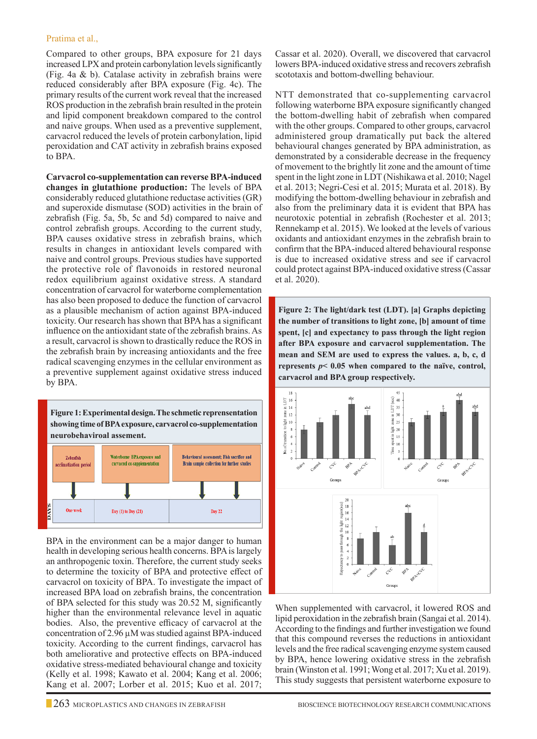Compared to other groups, BPA exposure for 21 days increased LPX and protein carbonylation levels significantly (Fig. 4a & b). Catalase activity in zebrafish brains were reduced considerably after BPA exposure (Fig. 4c). The primary results of the current work reveal that the increased ROS production in the zebrafish brain resulted in the protein and lipid component breakdown compared to the control and naive groups. When used as a preventive supplement, carvacrol reduced the levels of protein carbonylation, lipid peroxidation and CAT activity in zebrafish brains exposed to BPA.

**Carvacrol co-supplementation can reverse BPA-induced changes in glutathione production:** The levels of BPA considerably reduced glutathione reductase activities (GR) and superoxide dismutase (SOD) activities in the brain of zebrafish (Fig. 5a, 5b, 5c and 5d) compared to naive and control zebrafish groups. According to the current study, BPA causes oxidative stress in zebrafish brains, which results in changes in antioxidant levels compared with naive and control groups. Previous studies have supported the protective role of flavonoids in restored neuronal redox equilibrium against oxidative stress. A standard concentration of carvacrol for waterborne complementation has also been proposed to deduce the function of carvacrol as a plausible mechanism of action against BPA-induced toxicity. Our research has shown that BPA has a significant influence on the antioxidant state of the zebrafish brains. As a result, carvacrol is shown to drastically reduce the ROS in the zebrafish brain by increasing antioxidants and the free radical scavenging enzymes in the cellular environment as a preventive supplement against oxidative stress induced by BPA.

**Figure 1: Experimental design. The schmetic represnentation showing time of BPA exposure, carvacrol co-supplementation neurobehaviroal assement.**

Zebrafish acclimatization period
Waterborne BPA exposure and carvacrol co-supplementation
Behavioural assessment; Fish sacrifice and Brain sample collection for further studies
DAYS
One week
Day (1) to Day (21)
Day 22

BPA in the environment can be a major danger to human health in developing serious health concerns. BPA is largely an anthropogenic toxin. Therefore, the current study seeks to determine the toxicity of BPA and protective effect of carvacrol on toxicity of BPA. To investigate the impact of increased BPA load on zebrafish brains, the concentration of BPA selected for this study was 20.52 M, significantly higher than the environmental relevance level in aquatic bodies. Also, the preventive efficacy of carvacrol at the concentration of 2.96 µM was studied against BPA-induced toxicity. According to the current findings, carvacrol has both ameliorative and protective effects on BPA-induced oxidative stress-mediated behavioural change and toxicity (Kelly et al. 1998; Kawato et al. 2004; Kang et al. 2006; Kang et al. 2007; Lorber et al. 2015; Kuo et al. 2017; Cassar et al. 2020). Overall, we discovered that carvacrol lowers BPA-induced oxidative stress and recovers zebrafish scototaxis and bottom-dwelling behaviour.

NTT demonstrated that co-supplementing carvacrol following waterborne BPA exposure significantly changed the bottom-dwelling habit of zebrafish when compared with the other groups. Compared to other groups, carvacrol administered group dramatically put back the altered behavioural changes generated by BPA administration, as demonstrated by a considerable decrease in the frequency of movement to the brightly lit zone and the amount of time spent in the light zone in LDT (Nishikawa et al. 2010; Nagel et al. 2013; Negri-Cesi et al. 2015; Murata et al. 2018). By modifying the bottom-dwelling behaviour in zebrafish and also from the preliminary data it is evident that BPA has neurotoxic potential in zebrafish (Rochester et al. 2013; Rennekamp et al. 2015). We looked at the levels of various oxidants and antioxidant enzymes in the zebrafish brain to confirm that the BPA-induced altered behavioural response is due to increased oxidative stress and see if carvacrol could protect against BPA-induced oxidative stress (Cassar et al. 2020).

**Figure 2: The light/dark test (LDT). [a] Graphs depicting the number of transitions to light zone, [b] amount of time spent, [c] and expectancy to pass through the light region after BPA exposure and carvacrol supplementation. The mean and SEM are used to express the values. a, b, c, d represents $p < 0.05$ when compared to the naïve, control, carvacrol and BPA group respectively.**

No. of transition to light zone in LDT
Time spent in light zone in LDT (sec)
Expectancy to pass through the light region(sec)
Naive, Control, CVC, BPA, BPA+CVC
Groups
abc, abd, a, abd, abd, ab, abc, d

When supplemented with carvacrol, it lowered ROS and lipid peroxidation in the zebrafish brain (Sangai et al. 2014). According to the findings and further investigation we found that this compound reverses the reductions in antioxidant levels and the free radical scavenging enzyme system caused by BPA, hence lowering oxidative stress in the zebrafish brain (Winston et al. 1991; Wong et al. 2017; Xu et al. 2019). This study suggests that persistent waterborne exposure to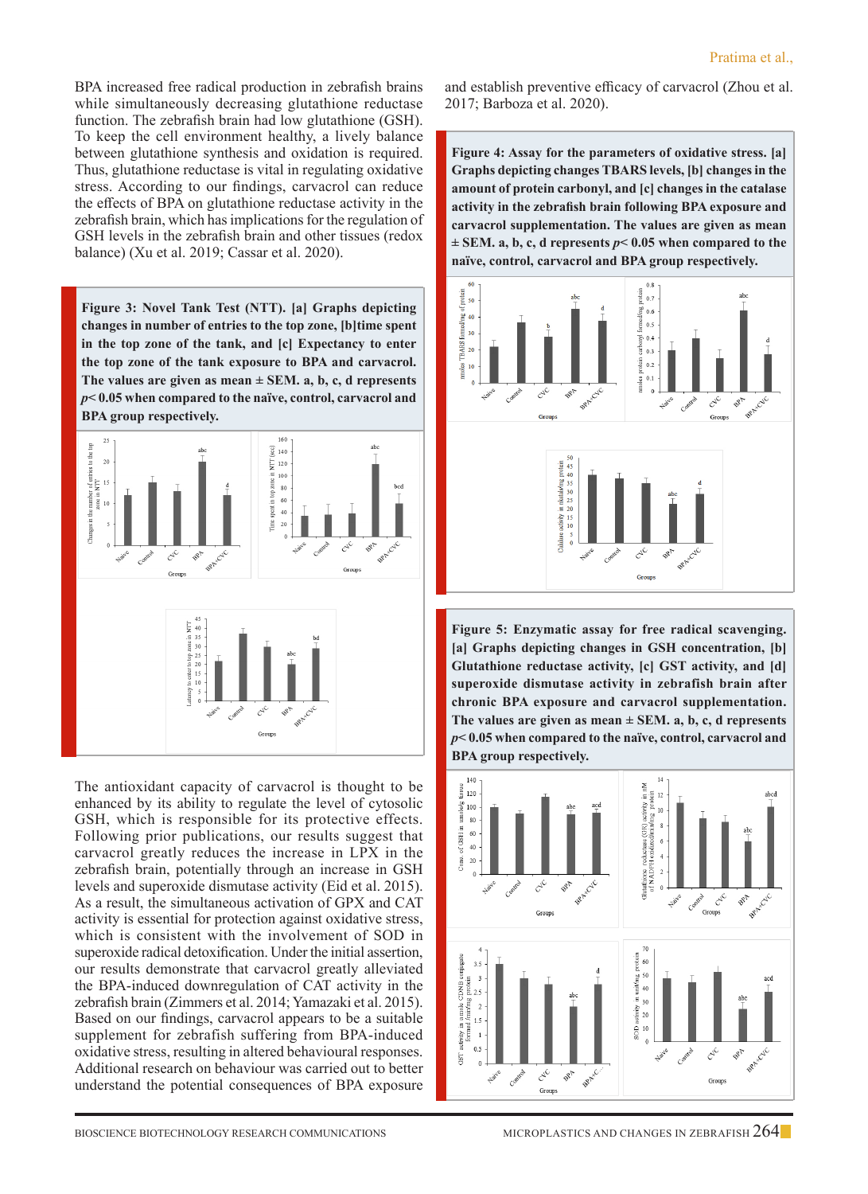BPA increased free radical production in zebrafish brains while simultaneously decreasing glutathione reductase function. The zebrafish brain had low glutathione (GSH). To keep the cell environment healthy, a lively balance between glutathione synthesis and oxidation is required. Thus, glutathione reductase is vital in regulating oxidative stress. According to our findings, carvacrol can reduce the effects of BPA on glutathione reductase activity in the zebrafish brain, which has implications for the regulation of GSH levels in the zebrafish brain and other tissues (redox balance) (Xu et al. 2019; Cassar et al. 2020).

**Figure 3: Novel Tank Test (NTT). [a] Graphs depicting changes in number of entries to the top zone, [b]time spent in the top zone of the tank, and [c] Expectancy to enter the top zone of the tank exposure to BPA and carvacrol. The values are given as mean ± SEM. a, b, c, d represents $p < 0.05$ when compared to the naïve, control, carvacrol and BPA group respectively.**

Changes in the number of entries to the top zone in NTT
25
20
15
10
5
0
abc
d
Naive
Control
CVC
BPA
BPA/CVC
Groups

Time spent in top zone in NTT (sec)
160
140
120
100
80
60
40
20
0
abc
bcd
Naive
Control
CVC
BPA
BPA/CVC
Groups

Latency to enter to top zone in NTT
45
40
35
30
25
20
15
10
5
0
abc
bd
Naive
Control
CVC
BPA
BPA/CVC
Groups

The antioxidant capacity of carvacrol is thought to be enhanced by its ability to regulate the level of cytosolic GSH, which is responsible for its protective effects. Following prior publications, our results suggest that carvacrol greatly reduces the increase in LPX in the zebrafish brain, potentially through an increase in GSH levels and superoxide dismutase activity (Eid et al. 2015). As a result, the simultaneous activation of GPX and CAT activity is essential for protection against oxidative stress, which is consistent with the involvement of SOD in superoxide radical detoxification. Under the initial assertion, our results demonstrate that carvacrol greatly alleviated the BPA-induced downregulation of CAT activity in the zebrafish brain (Zimmers et al. 2014; Yamazaki et al. 2015). Based on our findings, carvacrol appears to be a suitable supplement for zebrafish suffering from BPA-induced oxidative stress, resulting in altered behavioural responses. Additional research on behaviour was carried out to better understand the potential consequences of BPA exposure and establish preventive efficacy of carvacrol (Zhou et al. 2017; Barboza et al. 2020).

**Figure 4: Assay for the parameters of oxidative stress. [a] Graphs depicting changes TBARS levels, [b] changes in the amount of protein carbonyl, and [c] changes in the catalase activity in the zebrafish brain following BPA exposure and carvacrol supplementation. The values are given as mean ± SEM. a, b, c, d represents $p < 0.05$ when compared to the naïve, control, carvacrol and BPA group respectively.**

nmoles TBARS formed/mg of protein
60
50
40
30
20
10
0
b
abc
d
Naive
Control
CVC
BPA
BPA/CVC
Groups

nmoles protein carbonyl formed/mg protein
0.8
0.7
0.6
0.5
0.4
0.3
0.2
0.1
0
abc
d
Naive
Control
CVC
BPA
BPA/CVC
Groups

Catalase activity in nmole/mg protein
50
45
40
35
30
25
20
15
10
5
0
abc
d
Naive
Control
CVC
BPA
BPA/CVC
Groups

**Figure 5: Enzymatic assay for free radical scavenging. [a] Graphs depicting changes in GSH concentration, [b] Glutathione reductase activity, [c] GST activity, and [d] superoxide dismutase activity in zebrafish brain after chronic BPA exposure and carvacrol supplementation. The values are given as mean ± SEM. a, b, c, d represents $p < 0.05$ when compared to the naïve, control, carvacrol and BPA group respectively.**

Conc of GSH in umole/g tissue
140
120
100
80
60
40
20
0
abc
acd
Naive
Control
CVC
BPA
BPA/CVC
Groups

Glutathione reductase (GR) activity in nM of NADPH oxidized/min/mg protein
14
12
10
8
6
4
2
0
abc
abcd
Naive
Control
CVC
BPA
BPA/CVC
Groups

GST activity in nmole CDNB conjugate formed /min/mg protein
4
3.5
3
2.5
2
1.5
1
0.5
0
abc
d
Naive
Control
CVC
BPA
BPA/C...
Groups

SOD activity in unit/mg protein
70
60
50
40
30
20
10
0
abc
acd
Naive
Control
CVC
BPA
BPA/CVC
Groups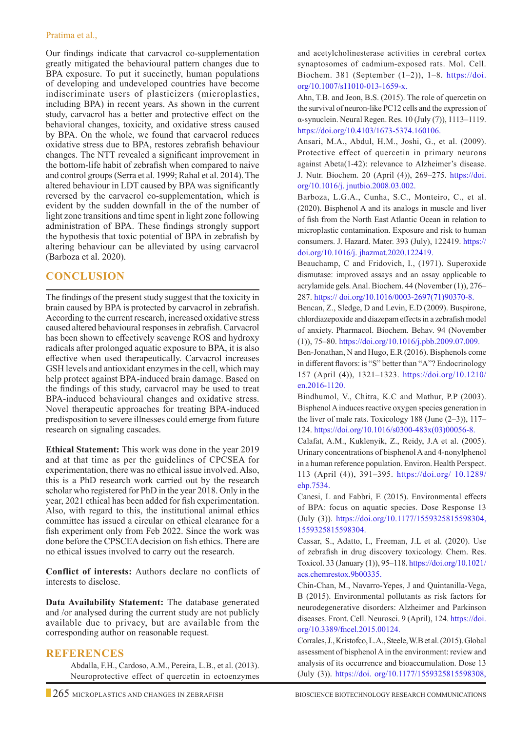Our findings indicate that carvacrol co-supplementation greatly mitigated the behavioural pattern changes due to BPA exposure. To put it succinctly, human populations of developing and undeveloped countries have become indiscriminate users of plasticizers (microplastics, including BPA) in recent years. As shown in the current study, carvacrol has a better and protective effect on the behavioral changes, toxicity, and oxidative stress caused by BPA. On the whole, we found that carvacrol reduces oxidative stress due to BPA, restores zebrafish behaviour changes. The NTT revealed a significant improvement in the bottom-life habit of zebrafish when compared to naive and control groups (Serra et al. 1999; Rahal et al. 2014). The altered behaviour in LDT caused by BPA was significantly reversed by the carvacrol co-supplementation, which is evident by the sudden downfall in the of the number of light zone transitions and time spent in light zone following administration of BPA. These findings strongly support the hypothesis that toxic potential of BPA in zebrafish by altering behaviour can be alleviated by using carvacrol (Barboza et al. 2020).

## CONCLUSION

The findings of the present study suggest that the toxicity in brain caused by BPA is protected by carvacrol in zebrafish. According to the current research, increased oxidative stress caused altered behavioural responses in zebrafish. Carvacrol has been shown to effectively scavenge ROS and hydroxy radicals after prolonged aquatic exposure to BPA, it is also effective when used therapeutically. Carvacrol increases GSH levels and antioxidant enzymes in the cell, which may help protect against BPA-induced brain damage. Based on the findings of this study, carvacrol may be used to treat BPA-induced behavioural changes and oxidative stress. Novel therapeutic approaches for treating BPA-induced predisposition to severe illnesses could emerge from future research on signaling cascades.

**Ethical Statement:** This work was done in the year 2019 and at that time as per the guidelines of CPCSEA for experimentation, there was no ethical issue involved. Also, this is a PhD research work carried out by the research scholar who registered for PhD in the year 2018. Only in the year, 2021 ethical has been added for fish experimentation. Also, with regard to this, the institutional animal ethics committee has issued a circular on ethical clearance for a fish experiment only from Feb 2022. Since the work was done before the CPSCEA decision on fish ethics. There are no ethical issues involved to carry out the research.

**Conflict of interests:** Authors declare no conflicts of interests to disclose.

**Data Availability Statement:** The database generated and /or analysed during the current study are not publicly available due to privacy, but are available from the corresponding author on reasonable request.

## REFERENCES

Abdalla, F.H., Cardoso, A.M., Pereira, L.B., et al. (2013). Neuroprotective effect of quercetin in ectoenzymes and acetylcholinesterase activities in cerebral cortex synaptosomes of cadmium-exposed rats. Mol. Cell. Biochem. 381 (September (1–2)), 1–8. https://doi.org/10.1007/s11010-013-1659-x.

Ahn, T.B. and Jeon, B.S. (2015). The role of quercetin on the survival of neuron-like PC12 cells and the expression of α-synuclein. Neural Regen. Res. 10 (July (7)), 1113–1119. https://doi.org/10.4103/1673-5374.160106.

Ansari, M.A., Abdul, H.M., Joshi, G., et al. (2009). Protective effect of quercetin in primary neurons against Abeta(1-42): relevance to Alzheimer's disease. J. Nutr. Biochem. 20 (April (4)), 269–275. https://doi.org/10.1016/j. jnutbio.2008.03.002.

Barboza, L.G.A., Cunha, S.C., Monteiro, C., et al. (2020). Bisphenol A and its analogs in muscle and liver of fish from the North East Atlantic Ocean in relation to microplastic contamination. Exposure and risk to human consumers. J. Hazard. Mater. 393 (July), 122419. https://doi.org/10.1016/j. jhazmat.2020.122419.

Beauchamp, C and Fridovich, I., (1971). Superoxide dismutase: improved assays and an assay applicable to acrylamide gels. Anal. Biochem. 44 (November (1)), 276–287. https:// doi.org/10.1016/0003-2697(71)90370-8.

Bencan, Z., Sledge, D and Levin, E.D (2009). Buspirone, chlordiazepoxide and diazepam effects in a zebrafish model of anxiety. Pharmacol. Biochem. Behav. 94 (November (1)), 75–80. https://doi.org/10.1016/j.pbb.2009.07.009.

Ben-Jonathan, N and Hugo, E.R (2016). Bisphenols come in different flavors: is "S" better than "A"? Endocrinology 157 (April (4)), 1321–1323. https://doi.org/10.1210/en.2016-1120.

Bindhumol, V., Chitra, K.C and Mathur, P.P (2003). Bisphenol A induces reactive oxygen species generation in the liver of male rats. Toxicology 188 (June (2–3)), 117–124. https://doi.org/10.1016/s0300-483x(03)00056-8.

Calafat, A.M., Kuklenyik, Z., Reidy, J.A et al. (2005). Urinary concentrations of bisphenol A and 4-nonylphenol in a human reference population. Environ. Health Perspect. 113 (April (4)), 391–395. https://doi.org/ 10.1289/ehp.7534.

Canesi, L and Fabbri, E (2015). Environmental effects of BPA: focus on aquatic species. Dose Response 13 (July (3)). https://doi.org/10.1177/1559325815598304, 1559325815598304.

Cassar, S., Adatto, I., Freeman, J.L et al. (2020). Use of zebrafish in drug discovery toxicology. Chem. Res. Toxicol. 33 (January (1)), 95–118. https://doi.org/10.1021/acs.chemrestox.9b00335.

Chin-Chan, M., Navarro-Yepes, J and Quintanilla-Vega, B (2015). Environmental pollutants as risk factors for neurodegenerative disorders: Alzheimer and Parkinson diseases. Front. Cell. Neurosci. 9 (April), 124. https://doi.org/10.3389/fncel.2015.00124.

Corrales, J., Kristofco, L.A., Steele, W.B et al. (2015). Global assessment of bisphenol A in the environment: review and analysis of its occurrence and bioaccumulation. Dose 13 (July (3)). https://doi. org/10.1177/1559325815598308,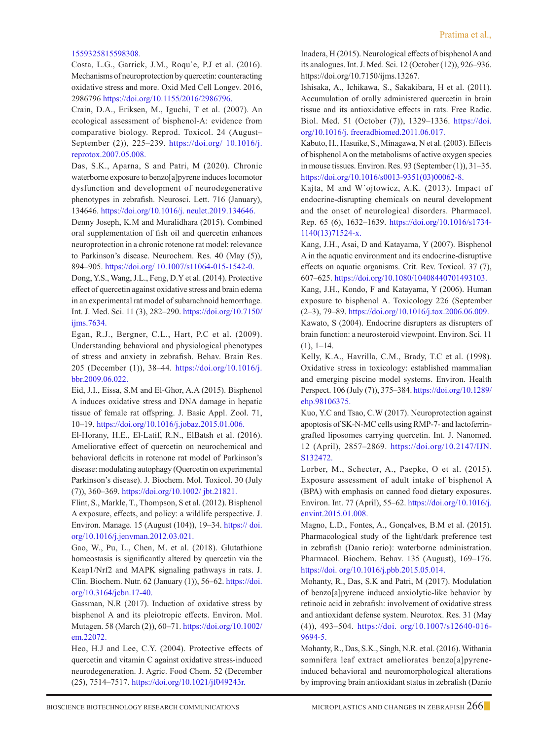1559325815598308.

Costa, L.G., Garrick, J.M., Roqu`e, P.J et al. (2016). Mechanisms of neuroprotection by quercetin: counteracting oxidative stress and more. Oxid Med Cell Longev. 2016, 2986796 https://doi.org/10.1155/2016/2986796.

Crain, D.A., Eriksen, M., Iguchi, T et al. (2007). An ecological assessment of bisphenol-A: evidence from comparative biology. Reprod. Toxicol. 24 (August–September (2)), 225–239. https://doi.org/ 10.1016/j.reprotox.2007.05.008.

Das, S.K., Aparna, S and Patri, M (2020). Chronic waterborne exposure to benzo[a]pyrene induces locomotor dysfunction and development of neurodegenerative phenotypes in zebrafish. Neurosci. Lett. 716 (January), 134646. https://doi.org/10.1016/j. neulet.2019.134646.

Denny Joseph, K.M and Muralidhara (2015). Combined oral supplementation of fish oil and quercetin enhances neuroprotection in a chronic rotenone rat model: relevance to Parkinson's disease. Neurochem. Res. 40 (May (5)), 894–905. https://doi.org/ 10.1007/s11064-015-1542-0.

Dong, Y.S., Wang, J.L., Feng, D.Y et al. (2014). Protective effect of quercetin against oxidative stress and brain edema in an experimental rat model of subarachnoid hemorrhage. Int. J. Med. Sci. 11 (3), 282–290. https://doi.org/10.7150/ijms.7634.

Egan, R.J., Bergner, C.L., Hart, P.C et al. (2009). Understanding behavioral and physiological phenotypes of stress and anxiety in zebrafish. Behav. Brain Res. 205 (December (1)), 38–44. https://doi.org/10.1016/j.bbr.2009.06.022.

Eid, J.I., Eissa, S.M and El-Ghor, A.A (2015). Bisphenol A induces oxidative stress and DNA damage in hepatic tissue of female rat offspring. J. Basic Appl. Zool. 71, 10–19. https://doi.org/10.1016/j.jobaz.2015.01.006.

El-Horany, H.E., El-Latif, R.N., ElBatsh et al. (2016). Ameliorative effect of quercetin on neurochemical and behavioral deficits in rotenone rat model of Parkinson's disease: modulating autophagy (Quercetin on experimental Parkinson's disease). J. Biochem. Mol. Toxicol. 30 (July (7)), 360–369. https://doi.org/10.1002/ jbt.21821.

Flint, S., Markle, T., Thompson, S et al. (2012). Bisphenol A exposure, effects, and policy: a wildlife perspective. J. Environ. Manage. 15 (August (104)), 19–34. https:// doi.org/10.1016/j.jenvman.2012.03.021.

Gao, W., Pu, L., Chen, M. et al. (2018). Glutathione homeostasis is significantly altered by quercetin via the Keap1/Nrf2 and MAPK signaling pathways in rats. J. Clin. Biochem. Nutr. 62 (January (1)), 56–62. https://doi.org/10.3164/jcbn.17-40.

Gassman, N.R (2017). Induction of oxidative stress by bisphenol A and its pleiotropic effects. Environ. Mol. Mutagen. 58 (March (2)), 60–71. https://doi.org/10.1002/em.22072.

Heo, H.J and Lee, C.Y. (2004). Protective effects of quercetin and vitamin C against oxidative stress-induced neurodegeneration. J. Agric. Food Chem. 52 (December (25), 7514–7517. https://doi.org/10.1021/jf049243r.

Inadera, H (2015). Neurological effects of bisphenol A and its analogues. Int. J. Med. Sci. 12 (October (12)), 926–936. https://doi.org/10.7150/ijms.13267.

Ishisaka, A., Ichikawa, S., Sakakibara, H et al. (2011). Accumulation of orally administered quercetin in brain tissue and its antioxidative effects in rats. Free Radic. Biol. Med. 51 (October (7)), 1329–1336. https://doi.org/10.1016/j. freeradbiomed.2011.06.017.

Kabuto, H., Hasuike, S., Minagawa, N et al. (2003). Effects of bisphenol A on the metabolisms of active oxygen species in mouse tissues. Environ. Res. 93 (September (1)), 31–35. https://doi.org/10.1016/s0013-9351(03)00062-8.

Kajta, M and W´ojtowicz, A.K. (2013). Impact of endocrine-disrupting chemicals on neural development and the onset of neurological disorders. Pharmacol. Rep. 65 (6), 1632–1639. https://doi.org/10.1016/s1734-1140(13)71524-x.

Kang, J.H., Asai, D and Katayama, Y (2007). Bisphenol A in the aquatic environment and its endocrine-disruptive effects on aquatic organisms. Crit. Rev. Toxicol. 37 (7), 607–625. https://doi.org/10.1080/10408440701493103.

Kang, J.H., Kondo, F and Katayama, Y (2006). Human exposure to bisphenol A. Toxicology 226 (September (2–3), 79–89. https://doi.org/10.1016/j.tox.2006.06.009.

Kawato, S (2004). Endocrine disrupters as disrupters of brain function: a neurosteroid viewpoint. Environ. Sci. 11 (1), 1–14.

Kelly, K.A., Havrilla, C.M., Brady, T.C et al. (1998). Oxidative stress in toxicology: established mammalian and emerging piscine model systems. Environ. Health Perspect. 106 (July (7)), 375–384. https://doi.org/10.1289/ehp.98106375.

Kuo, Y.C and Tsao, C.W (2017). Neuroprotection against apoptosis of SK-N-MC cells using RMP-7- and lactoferrin-grafted liposomes carrying quercetin. Int. J. Nanomed. 12 (April), 2857–2869. https://doi.org/10.2147/IJN.S132472.

Lorber, M., Schecter, A., Paepke, O et al. (2015). Exposure assessment of adult intake of bisphenol A (BPA) with emphasis on canned food dietary exposures. Environ. Int. 77 (April), 55–62. https://doi.org/10.1016/j.envint.2015.01.008.

Magno, L.D., Fontes, A., Gonçalves, B.M et al. (2015). Pharmacological study of the light/dark preference test in zebrafish (Danio rerio): waterborne administration. Pharmacol. Biochem. Behav. 135 (August), 169–176. https://doi. org/10.1016/j.pbb.2015.05.014.

Mohanty, R., Das, S.K and Patri, M (2017). Modulation of benzo[a]pyrene induced anxiolytic-like behavior by retinoic acid in zebrafish: involvement of oxidative stress and antioxidant defense system. Neurotox. Res. 31 (May (4)), 493–504. https://doi. org/10.1007/s12640-016-9694-5.

Mohanty, R., Das, S.K., Singh, N.R. et al. (2016). Withania somnifera leaf extract ameliorates benzo[a]pyrene-induced behavioral and neuromorphological alterations by improving brain antioxidant status in zebrafish (Danio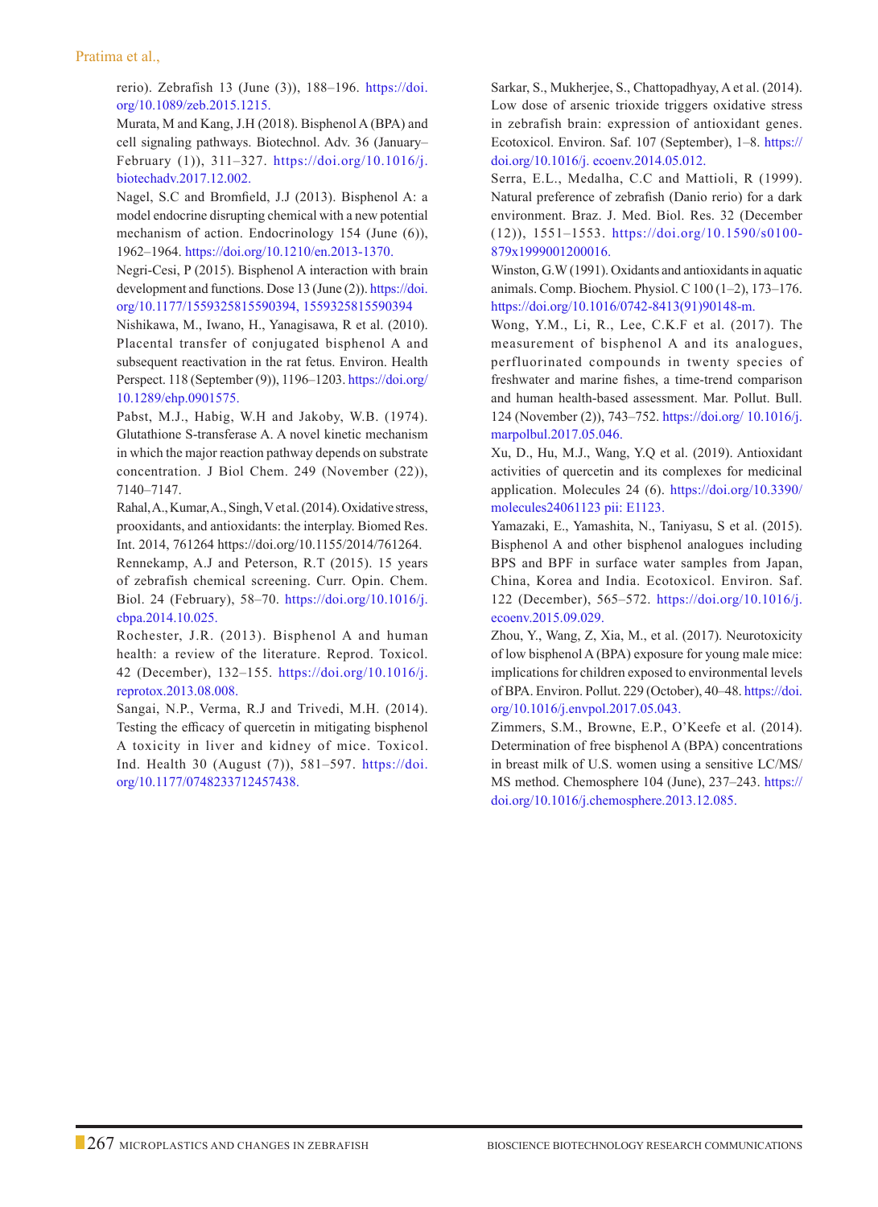rerio). Zebrafish 13 (June (3)), 188–196. https://doi.org/10.1089/zeb.2015.1215.

Murata, M and Kang, J.H (2018). Bisphenol A (BPA) and cell signaling pathways. Biotechnol. Adv. 36 (January–February (1)), 311–327. https://doi.org/10.1016/j.biotechadv.2017.12.002.

Nagel, S.C and Bromfield, J.J (2013). Bisphenol A: a model endocrine disrupting chemical with a new potential mechanism of action. Endocrinology 154 (June (6)), 1962–1964. https://doi.org/10.1210/en.2013-1370.

Negri-Cesi, P (2015). Bisphenol A interaction with brain development and functions. Dose 13 (June (2)). https://doi.org/10.1177/1559325815590394, 1559325815590394

Nishikawa, M., Iwano, H., Yanagisawa, R et al. (2010). Placental transfer of conjugated bisphenol A and subsequent reactivation in the rat fetus. Environ. Health Perspect. 118 (September (9)), 1196–1203. https://doi.org/10.1289/ehp.0901575.

Pabst, M.J., Habig, W.H and Jakoby, W.B. (1974). Glutathione S-transferase A. A novel kinetic mechanism in which the major reaction pathway depends on substrate concentration. J Biol Chem. 249 (November (22)), 7140–7147.

Rahal, A., Kumar, A., Singh, V et al. (2014). Oxidative stress, prooxidants, and antioxidants: the interplay. Biomed Res. Int. 2014, 761264 https://doi.org/10.1155/2014/761264.

Rennekamp, A.J and Peterson, R.T (2015). 15 years of zebrafish chemical screening. Curr. Opin. Chem. Biol. 24 (February), 58–70. https://doi.org/10.1016/j.cbpa.2014.10.025.

Rochester, J.R. (2013). Bisphenol A and human health: a review of the literature. Reprod. Toxicol. 42 (December), 132–155. https://doi.org/10.1016/j.reprotox.2013.08.008.

Sangai, N.P., Verma, R.J and Trivedi, M.H. (2014). Testing the efficacy of quercetin in mitigating bisphenol A toxicity in liver and kidney of mice. Toxicol. Ind. Health 30 (August (7)), 581–597. https://doi.org/10.1177/0748233712457438.

Sarkar, S., Mukherjee, S., Chattopadhyay, A et al. (2014). Low dose of arsenic trioxide triggers oxidative stress in zebrafish brain: expression of antioxidant genes. Ecotoxicol. Environ. Saf. 107 (September), 1–8. https://doi.org/10.1016/j. ecoenv.2014.05.012.

Serra, E.L., Medalha, C.C and Mattioli, R (1999). Natural preference of zebrafish (Danio rerio) for a dark environment. Braz. J. Med. Biol. Res. 32 (December (12)), 1551–1553. https://doi.org/10.1590/s0100-879x1999001200016.

Winston, G.W (1991). Oxidants and antioxidants in aquatic animals. Comp. Biochem. Physiol. C 100 (1–2), 173–176. https://doi.org/10.1016/0742-8413(91)90148-m.

Wong, Y.M., Li, R., Lee, C.K.F et al. (2017). The measurement of bisphenol A and its analogues, perfluorinated compounds in twenty species of freshwater and marine fishes, a time-trend comparison and human health-based assessment. Mar. Pollut. Bull. 124 (November (2)), 743–752. https://doi.org/ 10.1016/j.marpolbul.2017.05.046.

Xu, D., Hu, M.J., Wang, Y.Q et al. (2019). Antioxidant activities of quercetin and its complexes for medicinal application. Molecules 24 (6). https://doi.org/10.3390/molecules24061123 pii: E1123.

Yamazaki, E., Yamashita, N., Taniyasu, S et al. (2015). Bisphenol A and other bisphenol analogues including BPS and BPF in surface water samples from Japan, China, Korea and India. Ecotoxicol. Environ. Saf. 122 (December), 565–572. https://doi.org/10.1016/j.ecoenv.2015.09.029.

Zhou, Y., Wang, Z, Xia, M., et al. (2017). Neurotoxicity of low bisphenol A (BPA) exposure for young male mice: implications for children exposed to environmental levels of BPA. Environ. Pollut. 229 (October), 40–48. https://doi.org/10.1016/j.envpol.2017.05.043.

Zimmers, S.M., Browne, E.P., O'Keefe et al. (2014). Determination of free bisphenol A (BPA) concentrations in breast milk of U.S. women using a sensitive LC/MS/MS method. Chemosphere 104 (June), 237–243. https://doi.org/10.1016/j.chemosphere.2013.12.085.